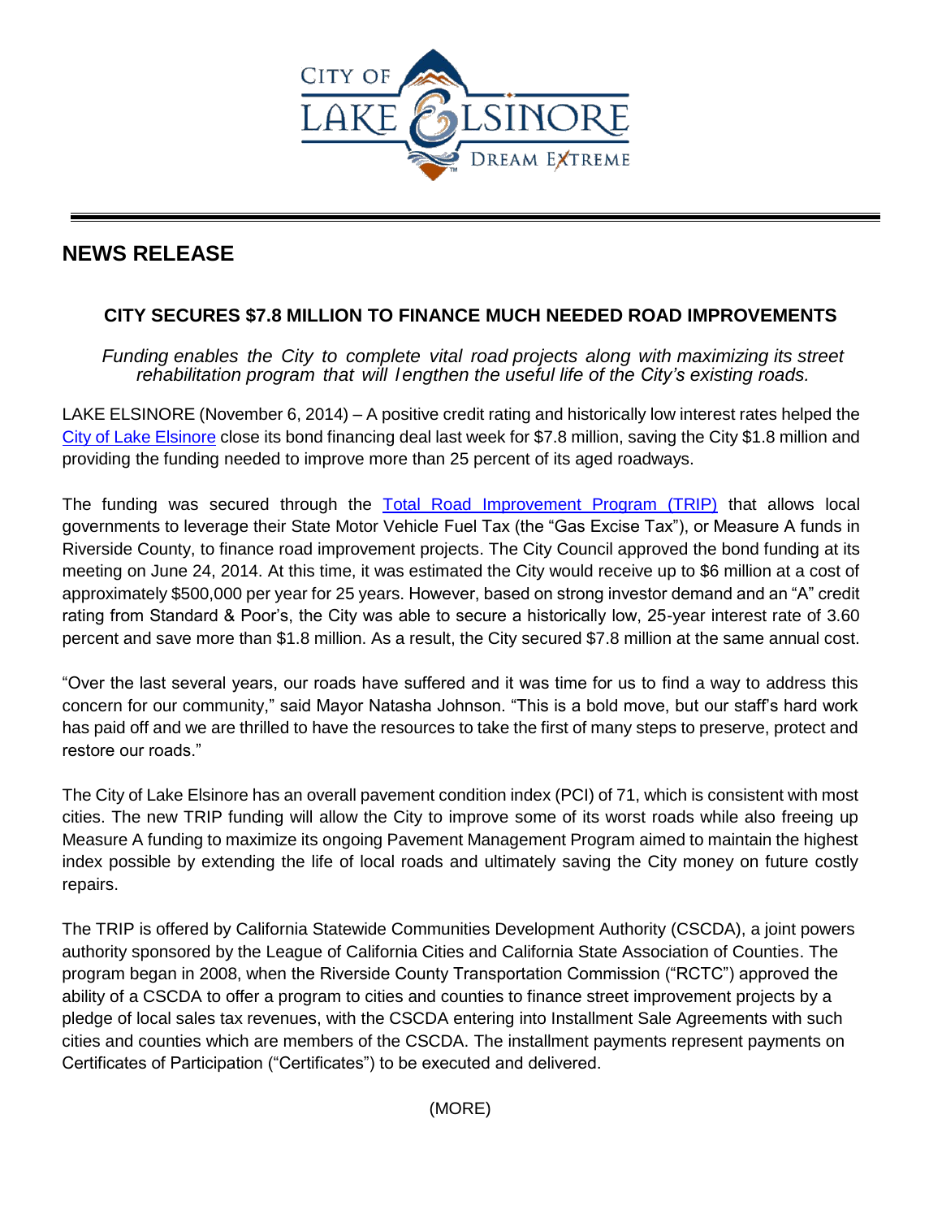CITY OF LAKE ELSINORE DREAM EXTREME

# NEWS RELEASE

## CITY SECURES $7.8 MILLION TO FINANCE MUCH NEEDED ROAD IMPROVEMENTS

*Funding enables the City to complete vital road projects along with maximizing its street rehabilitation program that will lengthen the useful life of the City's existing roads.*

LAKE ELSINORE (November 6, 2014) – A positive credit rating and historically low interest rates helped the City of Lake Elsinore close its bond financing deal last week for $7.8 million, saving the City $1.8 million and providing the funding needed to improve more than 25 percent of its aged roadways.

The funding was secured through the Total Road Improvement Program (TRIP) that allows local governments to leverage their State Motor Vehicle Fuel Tax (the "Gas Excise Tax"), or Measure A funds in Riverside County, to finance road improvement projects. The City Council approved the bond funding at its meeting on June 24, 2014. At this time, it was estimated the City would receive up to $6 million at a cost of approximately $500,000 per year for 25 years. However, based on strong investor demand and an "A" credit rating from Standard & Poor's, the City was able to secure a historically low, 25-year interest rate of 3.60 percent and save more than $1.8 million. As a result, the City secured $7.8 million at the same annual cost.

"Over the last several years, our roads have suffered and it was time for us to find a way to address this concern for our community," said Mayor Natasha Johnson. "This is a bold move, but our staff's hard work has paid off and we are thrilled to have the resources to take the first of many steps to preserve, protect and restore our roads."

The City of Lake Elsinore has an overall pavement condition index (PCI) of 71, which is consistent with most cities. The new TRIP funding will allow the City to improve some of its worst roads while also freeing up Measure A funding to maximize its ongoing Pavement Management Program aimed to maintain the highest index possible by extending the life of local roads and ultimately saving the City money on future costly repairs.

The TRIP is offered by California Statewide Communities Development Authority (CSCDA), a joint powers authority sponsored by the League of California Cities and California State Association of Counties. The program began in 2008, when the Riverside County Transportation Commission ("RCTC") approved the ability of a CSCDA to offer a program to cities and counties to finance street improvement projects by a pledge of local sales tax revenues, with the CSCDA entering into Installment Sale Agreements with such cities and counties which are members of the CSCDA. The installment payments represent payments on Certificates of Participation ("Certificates") to be executed and delivered.

(MORE)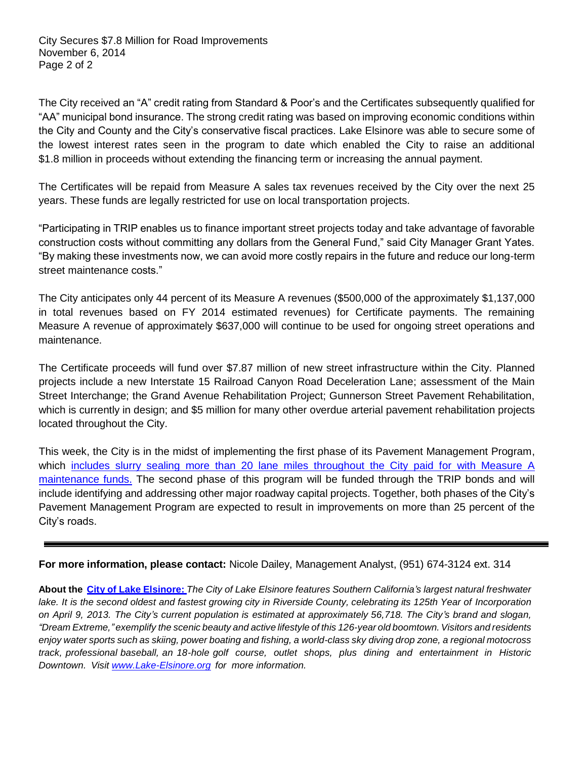The City received an "A" credit rating from Standard & Poor's and the Certificates subsequently qualified for "AA" municipal bond insurance. The strong credit rating was based on improving economic conditions within the City and County and the City's conservative fiscal practices. Lake Elsinore was able to secure some of the lowest interest rates seen in the program to date which enabled the City to raise an additional $1.8 million in proceeds without extending the financing term or increasing the annual payment.

The Certificates will be repaid from Measure A sales tax revenues received by the City over the next 25 years. These funds are legally restricted for use on local transportation projects.

"Participating in TRIP enables us to finance important street projects today and take advantage of favorable construction costs without committing any dollars from the General Fund," said City Manager Grant Yates. "By making these investments now, we can avoid more costly repairs in the future and reduce our long-term street maintenance costs."

The City anticipates only 44 percent of its Measure A revenues ($500,000 of the approximately $1,137,000 in total revenues based on FY 2014 estimated revenues) for Certificate payments. The remaining Measure A revenue of approximately $637,000 will continue to be used for ongoing street operations and maintenance.

The Certificate proceeds will fund over $7.87 million of new street infrastructure within the City. Planned projects include a new Interstate 15 Railroad Canyon Road Deceleration Lane; assessment of the Main Street Interchange; the Grand Avenue Rehabilitation Project; Gunnerson Street Pavement Rehabilitation, which is currently in design; and $5 million for many other overdue arterial pavement rehabilitation projects located throughout the City.

This week, the City is in the midst of implementing the first phase of its Pavement Management Program, which includes slurry sealing more than 20 lane miles throughout the City paid for with Measure A maintenance funds. The second phase of this program will be funded through the TRIP bonds and will include identifying and addressing other major roadway capital projects. Together, both phases of the City's Pavement Management Program are expected to result in improvements on more than 25 percent of the City's roads.

---

**For more information, please contact:** Nicole Dailey, Management Analyst, (951) 674-3124 ext. 314

**About the City of Lake Elsinore:** *The City of Lake Elsinore features Southern California's largest natural freshwater lake. It is the second oldest and fastest growing city in Riverside County, celebrating its 125th Year of Incorporation on April 9, 2013. The City's current population is estimated at approximately 56,718. The City's brand and slogan, "Dream Extreme," exemplify the scenic beauty and active lifestyle of this 126-year old boomtown. Visitors and residents enjoy water sports such as skiing, power boating and fishing, a world-class sky diving drop zone, a regional motocross track, professional baseball, an 18-hole golf course, outlet shops, plus dining and entertainment in Historic Downtown. Visit www.Lake-Elsinore.org for more information.*